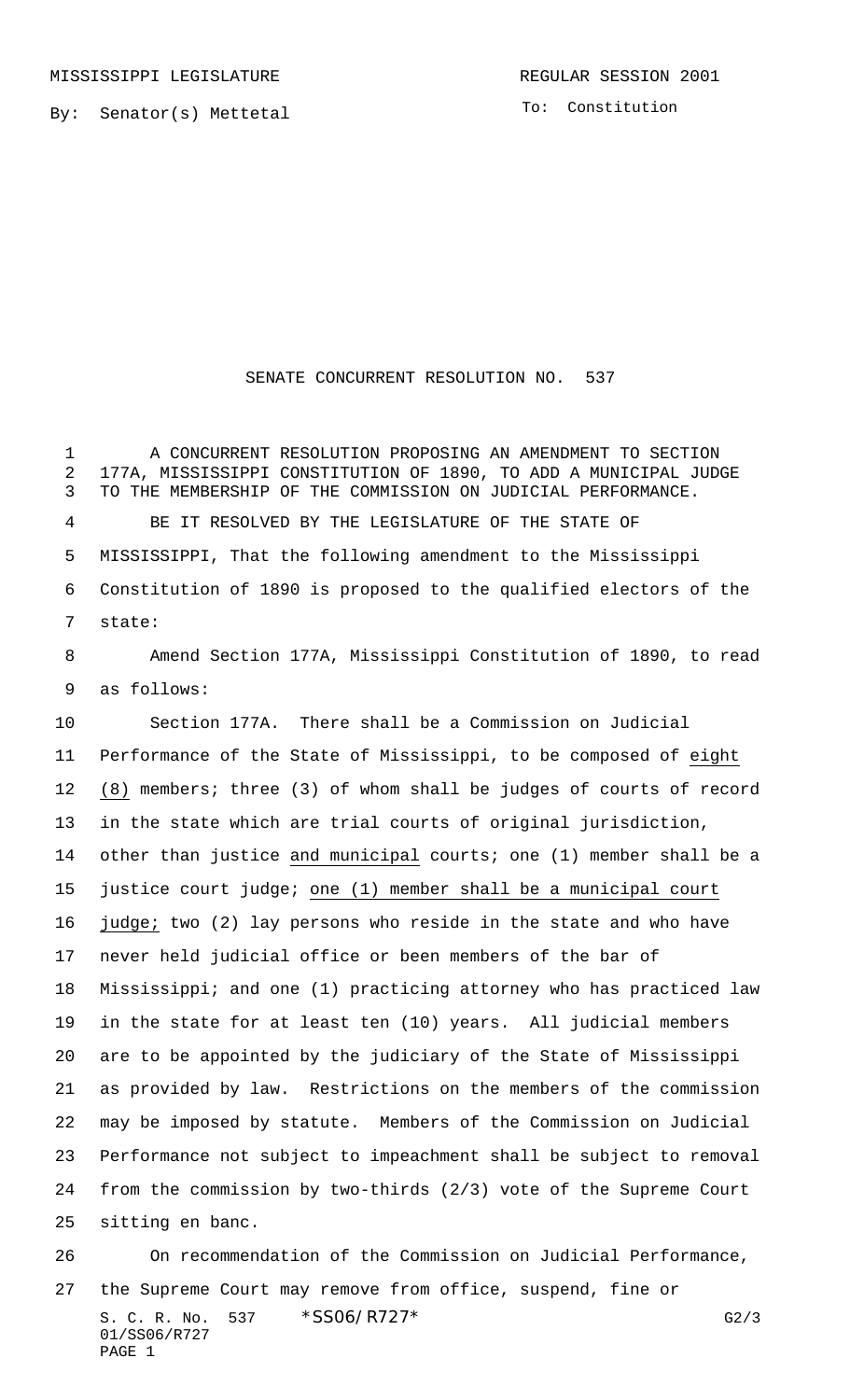MISSISSIPPI LEGISLATURE REGULAR SESSION 2001

By: Senator(s) Mettetal

To: Constitution

# SENATE CONCURRENT RESOLUTION NO. 537

A CONCURRENT RESOLUTION PROPOSING AN AMENDMENT TO SECTION 177A, MISSISSIPPI CONSTITUTION OF 1890, TO ADD A MUNICIPAL JUDGE TO THE MEMBERSHIP OF THE COMMISSION ON JUDICIAL PERFORMANCE.

BE IT RESOLVED BY THE LEGISLATURE OF THE STATE OF MISSISSIPPI, That the following amendment to the Mississippi Constitution of 1890 is proposed to the qualified electors of the state:

Amend Section 177A, Mississippi Constitution of 1890, to read as follows:

Section 177A. There shall be a Commission on Judicial Performance of the State of Mississippi, to be composed of <u>eight (8)</u> members; three (3) of whom shall be judges of courts of record in the state which are trial courts of original jurisdiction, other than justice <u>and municipal</u> courts; one (1) member shall be a justice court judge; <u>one (1) member shall be a municipal court judge;</u> two (2) lay persons who reside in the state and who have never held judicial office or been members of the bar of Mississippi; and one (1) practicing attorney who has practiced law in the state for at least ten (10) years. All judicial members are to be appointed by the judiciary of the State of Mississippi as provided by law. Restrictions on the members of the commission may be imposed by statute. Members of the Commission on Judicial Performance not subject to impeachment shall be subject to removal from the commission by two-thirds (2/3) vote of the Supreme Court sitting en banc.

On recommendation of the Commission on Judicial Performance, the Supreme Court may remove from office, suspend, fine or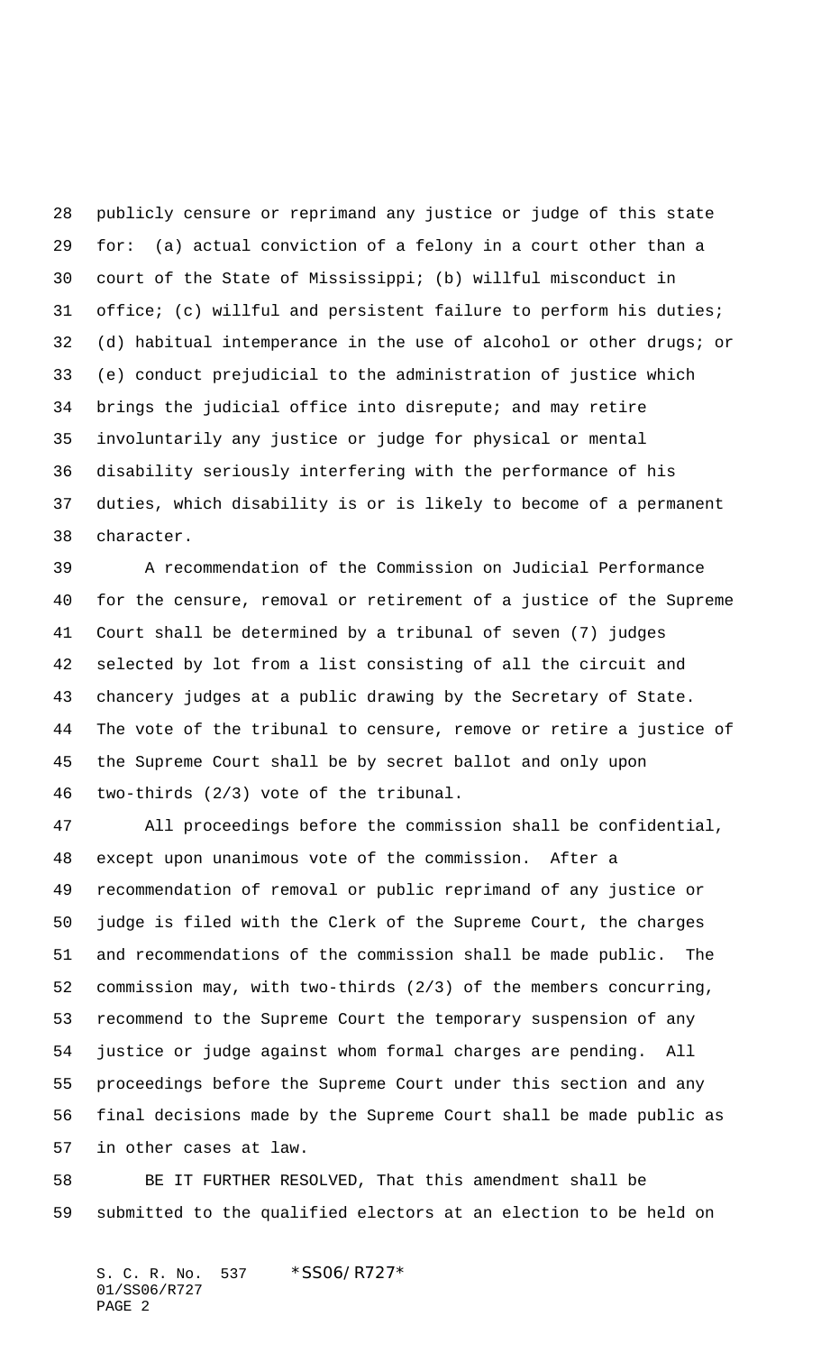publicly censure or reprimand any justice or judge of this state for: (a) actual conviction of a felony in a court other than a court of the State of Mississippi; (b) willful misconduct in office; (c) willful and persistent failure to perform his duties; (d) habitual intemperance in the use of alcohol or other drugs; or (e) conduct prejudicial to the administration of justice which brings the judicial office into disrepute; and may retire involuntarily any justice or judge for physical or mental disability seriously interfering with the performance of his duties, which disability is or is likely to become of a permanent character.

A recommendation of the Commission on Judicial Performance for the censure, removal or retirement of a justice of the Supreme Court shall be determined by a tribunal of seven (7) judges selected by lot from a list consisting of all the circuit and chancery judges at a public drawing by the Secretary of State. The vote of the tribunal to censure, remove or retire a justice of the Supreme Court shall be by secret ballot and only upon two-thirds (2/3) vote of the tribunal.

All proceedings before the commission shall be confidential, except upon unanimous vote of the commission. After a recommendation of removal or public reprimand of any justice or judge is filed with the Clerk of the Supreme Court, the charges and recommendations of the commission shall be made public. The commission may, with two-thirds (2/3) of the members concurring, recommend to the Supreme Court the temporary suspension of any justice or judge against whom formal charges are pending. All proceedings before the Supreme Court under this section and any final decisions made by the Supreme Court shall be made public as in other cases at law.

BE IT FURTHER RESOLVED, That this amendment shall be submitted to the qualified electors at an election to be held on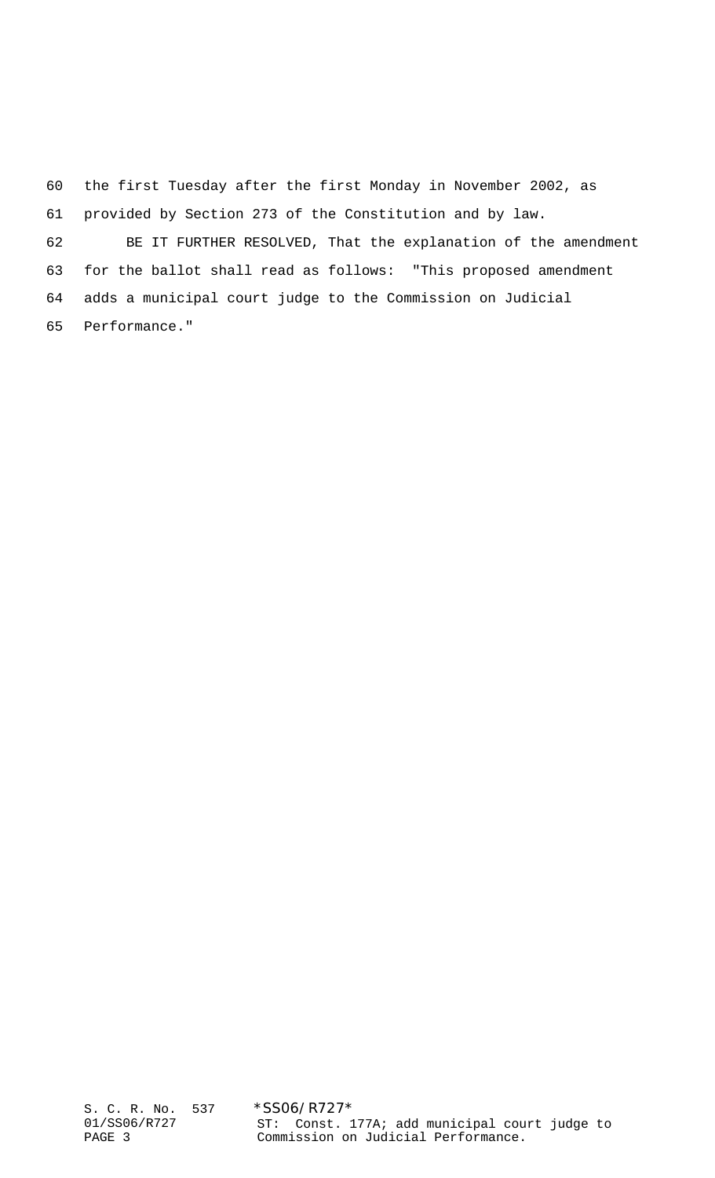the first Tuesday after the first Monday in November 2002, as provided by Section 273 of the Constitution and by law.

BE IT FURTHER RESOLVED, That the explanation of the amendment for the ballot shall read as follows: "This proposed amendment adds a municipal court judge to the Commission on Judicial Performance."